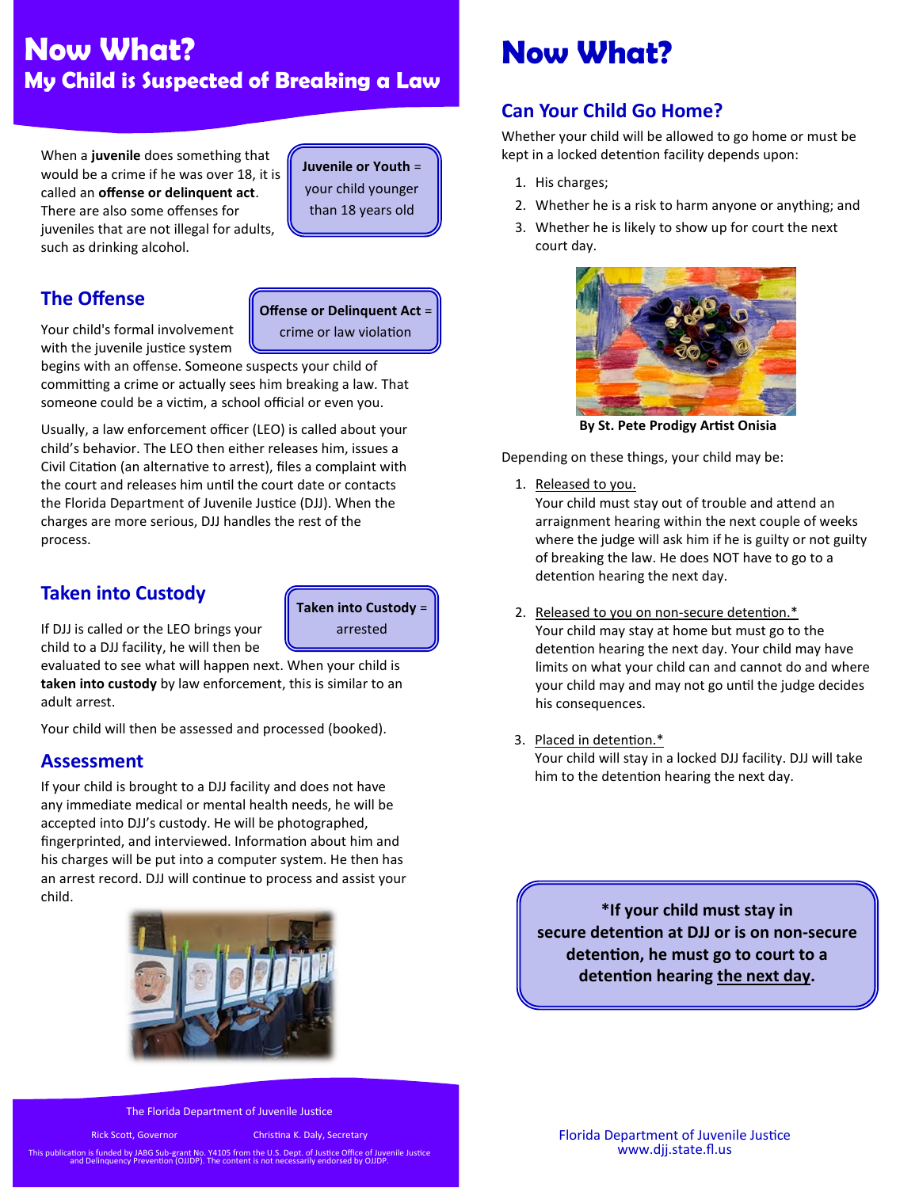# Now What?

## My Child is Suspected of Breaking a Law

When a **juvenile** does something that would be a crime if he was over 18, it is called an **offense or delinquent act**. There are also some offenses for juveniles that are not illegal for adults, such as drinking alcohol.

> **Juvenile or Youth** = your child younger than 18 years old

## The Offense

> **Offense or Delinquent Act** = crime or law violation

Your child's formal involvement with the juvenile justice system begins with an offense. Someone suspects your child of committing a crime or actually sees him breaking a law. That someone could be a victim, a school official or even you.

Usually, a law enforcement officer (LEO) is called about your child's behavior. The LEO then either releases him, issues a Civil Citation (an alternative to arrest), files a complaint with the court and releases him until the court date or contacts the Florida Department of Juvenile Justice (DJJ). When the charges are more serious, DJJ handles the rest of the process.

## Taken into Custody

> **Taken into Custody** = arrested

If DJJ is called or the LEO brings your child to a DJJ facility, he will then be evaluated to see what will happen next. When your child is **taken into custody** by law enforcement, this is similar to an adult arrest.

Your child will then be assessed and processed (booked).

## Assessment

If your child is brought to a DJJ facility and does not have any immediate medical or mental health needs, he will be accepted into DJJ's custody. He will be photographed, fingerprinted, and interviewed. Information about him and his charges will be put into a computer system. He then has an arrest record. DJJ will continue to process and assist your child.

The Florida Department of Juvenile Justice

Rick Scott, Governor    Christina K. Daly, Secretary

This publication is funded by JABG Sub-grant No. Y4105 from the U.S. Dept. of Justice Office of Juvenile Justice and Delinquency Prevention (OJJDP). The content is not necessarily endorsed by OJJDP.

# Now What?

## Can Your Child Go Home?

Whether your child will be allowed to go home or must be kept in a locked detention facility depends upon:

1. His charges;
2. Whether he is a risk to harm anyone or anything; and
3. Whether he is likely to show up for court the next court day.

**By St. Pete Prodigy Artist Onisia**

Depending on these things, your child may be:

1. Released to you.
   Your child must stay out of trouble and attend an arraignment hearing within the next couple of weeks where the judge will ask him if he is guilty or not guilty of breaking the law. He does NOT have to go to a detention hearing the next day.

2. Released to you on non-secure detention.*
   Your child may stay at home but must go to the detention hearing the next day. Your child may have limits on what your child can and cannot do and where your child may and may not go until the judge decides his consequences.

3. Placed in detention.*
   Your child will stay in a locked DJJ facility. DJJ will take him to the detention hearing the next day.

> **\*If your child must stay in secure detention at DJJ or is on non-secure detention, he must go to court to a detention hearing the next day.**

Florida Department of Juvenile Justice
www.djj.state.fl.us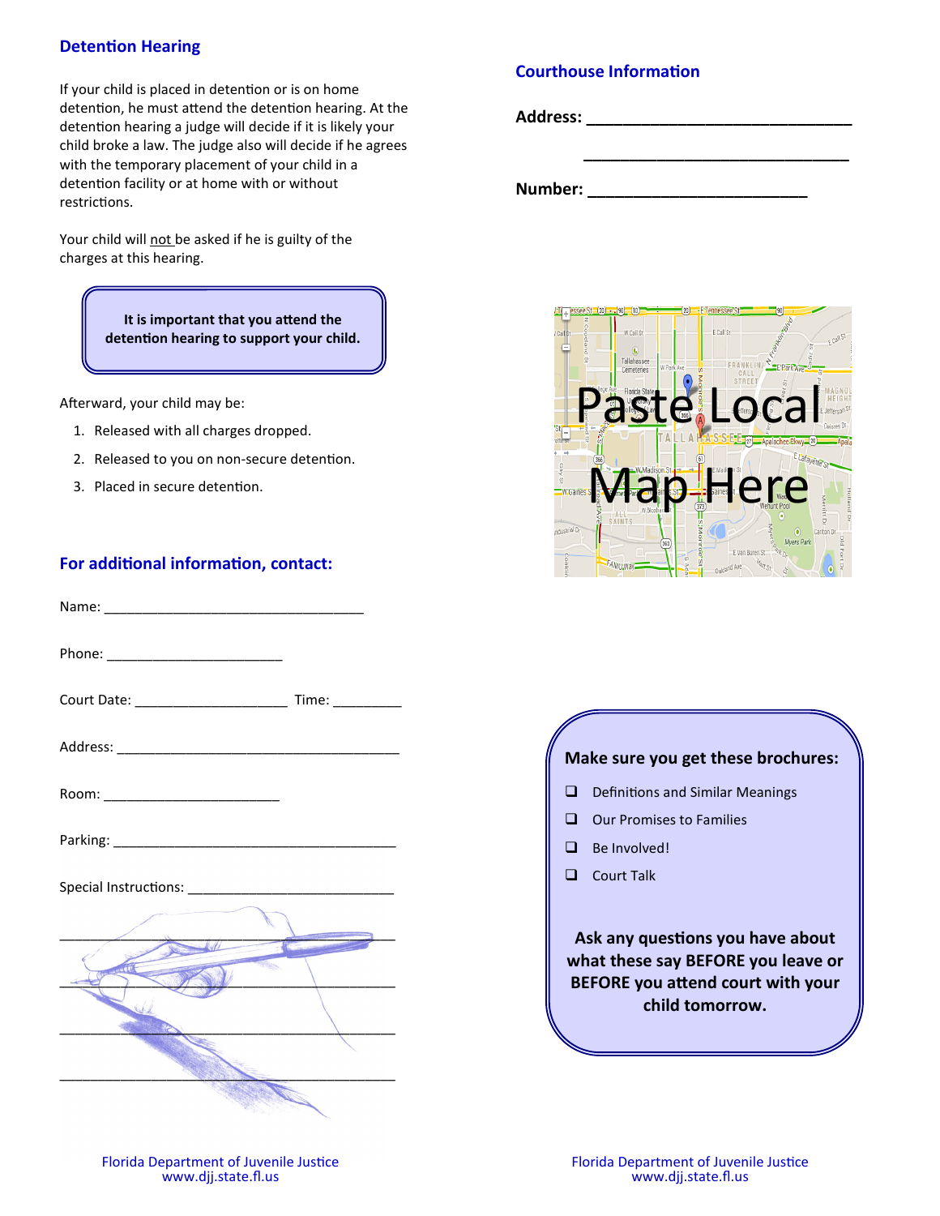## Detention Hearing

If your child is placed in detention or is on home detention, he must attend the detention hearing. At the detention hearing a judge will decide if it is likely your child broke a law. The judge also will decide if he agrees with the temporary placement of your child in a detention facility or at home with or without restrictions.

Your child will not be asked if he is guilty of the charges at this hearing.

**It is important that you attend the detention hearing to support your child.**

Afterward, your child may be:

1. Released with all charges dropped.
2. Released to you on non-secure detention.
3. Placed in secure detention.

## For additional information, contact:

Name: ___________________________________

Phone: ________________________

Court Date: _____________________ Time: _________

Address: ______________________________________

Room: ________________________

Parking: ______________________________________

Special Instructions: ___________________________

______________________________________________

______________________________________________

______________________________________________

______________________________________________

Florida Department of Juvenile Justice
www.djj.state.fl.us

## Courthouse Information

**Address: ______________________________**

**______________________________**

**Number: ________________________**

Paste Local Map Here

**Make sure you get these brochures:**

- ❑ Definitions and Similar Meanings
- ❑ Our Promises to Families
- ❑ Be Involved!
- ❑ Court Talk

**Ask any questions you have about what these say BEFORE you leave or BEFORE you attend court with your child tomorrow.**

Florida Department of Juvenile Justice
www.djj.state.fl.us